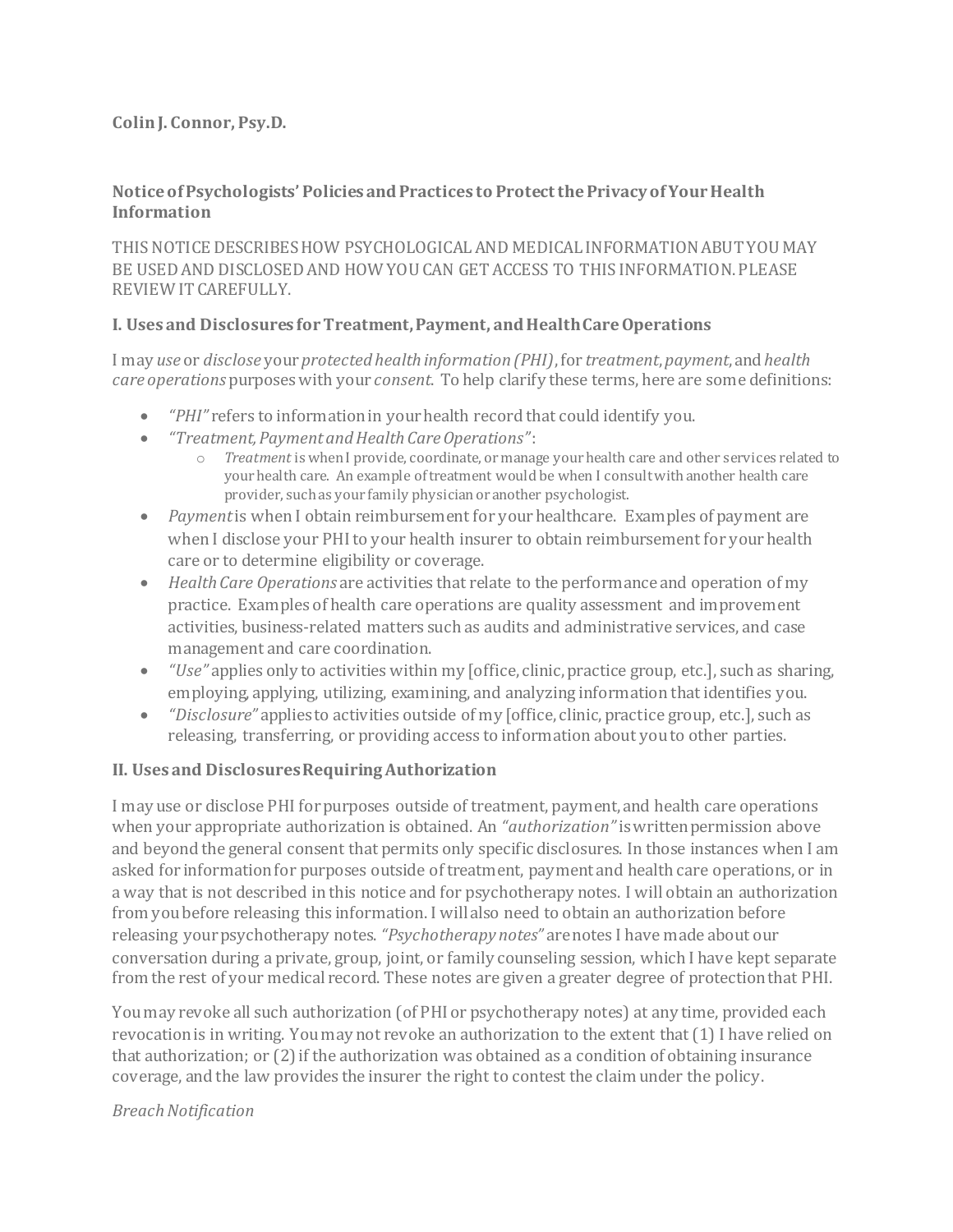**Colin J. Connor, Psy.D.**

## Notice of Psychologists' Policies and Practices to Protect the Privacy of Your Health Information

THIS NOTICE DESCRIBES HOW PSYCHOLOGICAL AND MEDICAL INFORMATION ABUT YOU MAY BE USED AND DISCLOSED AND HOW YOU CAN GET ACCESS TO THIS INFORMATION. PLEASE REVIEW IT CAREFULLY.

### I. Uses and Disclosures for Treatment, Payment, and Health Care Operations

I may *use* or *disclose* your *protected health information (PHI)*, for *treatment*, *payment*, and *health care operations* purposes with your *consent*. To help clarify these terms, here are some definitions:

- *"PHI"* refers to information in your health record that could identify you.
- *"Treatment, Payment and Health Care Operations"*:
  - *Treatment* is when I provide, coordinate, or manage your health care and other services related to your health care. An example of treatment would be when I consult with another health care provider, such as your family physician or another psychologist.
- *Payment* is when I obtain reimbursement for your healthcare. Examples of payment are when I disclose your PHI to your health insurer to obtain reimbursement for your health care or to determine eligibility or coverage.
- *Health Care Operations* are activities that relate to the performance and operation of my practice. Examples of health care operations are quality assessment and improvement activities, business-related matters such as audits and administrative services, and case management and care coordination.
- *"Use"* applies only to activities within my [office, clinic, practice group, etc.], such as sharing, employing, applying, utilizing, examining, and analyzing information that identifies you.
- *"Disclosure"* applies to activities outside of my [office, clinic, practice group, etc.], such as releasing, transferring, or providing access to information about you to other parties.

### II. Uses and Disclosures Requiring Authorization

I may use or disclose PHI for purposes outside of treatment, payment, and health care operations when your appropriate authorization is obtained. An *"authorization"* is written permission above and beyond the general consent that permits only specific disclosures. In those instances when I am asked for information for purposes outside of treatment, payment and health care operations, or in a way that is not described in this notice and for psychotherapy notes. I will obtain an authorization from you before releasing this information. I will also need to obtain an authorization before releasing your psychotherapy notes. *"Psychotherapy notes"* are notes I have made about our conversation during a private, group, joint, or family counseling session, which I have kept separate from the rest of your medical record. These notes are given a greater degree of protection that PHI.

You may revoke all such authorization (of PHI or psychotherapy notes) at any time, provided each revocation is in writing. You may not revoke an authorization to the extent that (1) I have relied on that authorization; or (2) if the authorization was obtained as a condition of obtaining insurance coverage, and the law provides the insurer the right to contest the claim under the policy.

*Breach Notification*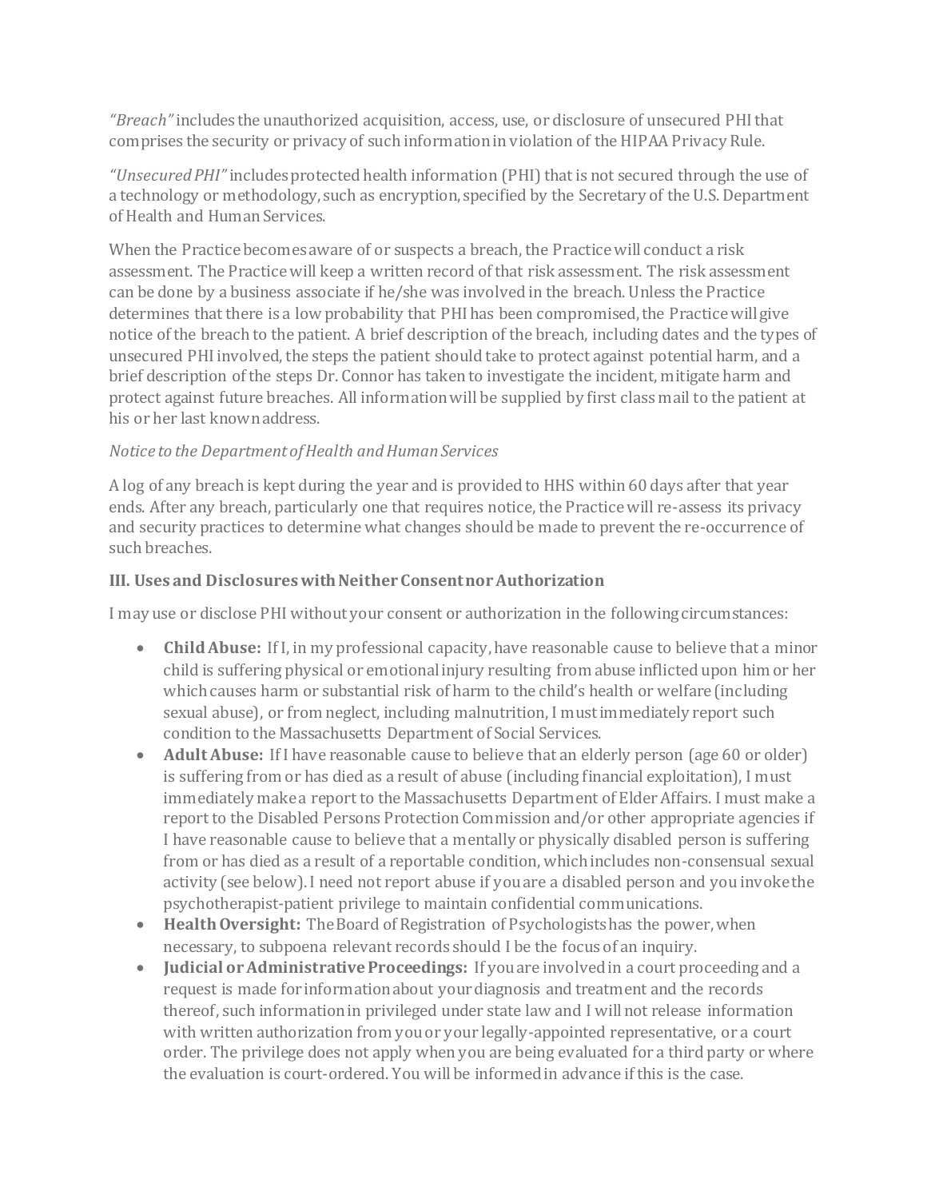*"Breach"* includes the unauthorized acquisition, access, use, or disclosure of unsecured PHI that comprises the security or privacy of such information in violation of the HIPAA Privacy Rule.

*"Unsecured PHI"* includes protected health information (PHI) that is not secured through the use of a technology or methodology, such as encryption, specified by the Secretary of the U.S. Department of Health and Human Services.

When the Practice becomes aware of or suspects a breach, the Practice will conduct a risk assessment. The Practice will keep a written record of that risk assessment. The risk assessment can be done by a business associate if he/she was involved in the breach. Unless the Practice determines that there is a low probability that PHI has been compromised, the Practice will give notice of the breach to the patient. A brief description of the breach, including dates and the types of unsecured PHI involved, the steps the patient should take to protect against potential harm, and a brief description of the steps Dr. Connor has taken to investigate the incident, mitigate harm and protect against future breaches. All information will be supplied by first class mail to the patient at his or her last known address.

*Notice to the Department of Health and Human Services*

A log of any breach is kept during the year and is provided to HHS within 60 days after that year ends. After any breach, particularly one that requires notice, the Practice will re-assess its privacy and security practices to determine what changes should be made to prevent the re-occurrence of such breaches.

### III. Uses and Disclosures with Neither Consent nor Authorization

I may use or disclose PHI without your consent or authorization in the following circumstances:

- **Child Abuse:** If I, in my professional capacity, have reasonable cause to believe that a minor child is suffering physical or emotional injury resulting from abuse inflicted upon him or her which causes harm or substantial risk of harm to the child's health or welfare (including sexual abuse), or from neglect, including malnutrition, I must immediately report such condition to the Massachusetts Department of Social Services.
- **Adult Abuse:** If I have reasonable cause to believe that an elderly person (age 60 or older) is suffering from or has died as a result of abuse (including financial exploitation), I must immediately make a report to the Massachusetts Department of Elder Affairs. I must make a report to the Disabled Persons Protection Commission and/or other appropriate agencies if I have reasonable cause to believe that a mentally or physically disabled person is suffering from or has died as a result of a reportable condition, which includes non-consensual sexual activity (see below). I need not report abuse if you are a disabled person and you invoke the psychotherapist-patient privilege to maintain confidential communications.
- **Health Oversight:** The Board of Registration of Psychologists has the power, when necessary, to subpoena relevant records should I be the focus of an inquiry.
- **Judicial or Administrative Proceedings:** If you are involved in a court proceeding and a request is made for information about your diagnosis and treatment and the records thereof, such information in privileged under state law and I will not release information with written authorization from you or your legally-appointed representative, or a court order. The privilege does not apply when you are being evaluated for a third party or where the evaluation is court-ordered. You will be informed in advance if this is the case.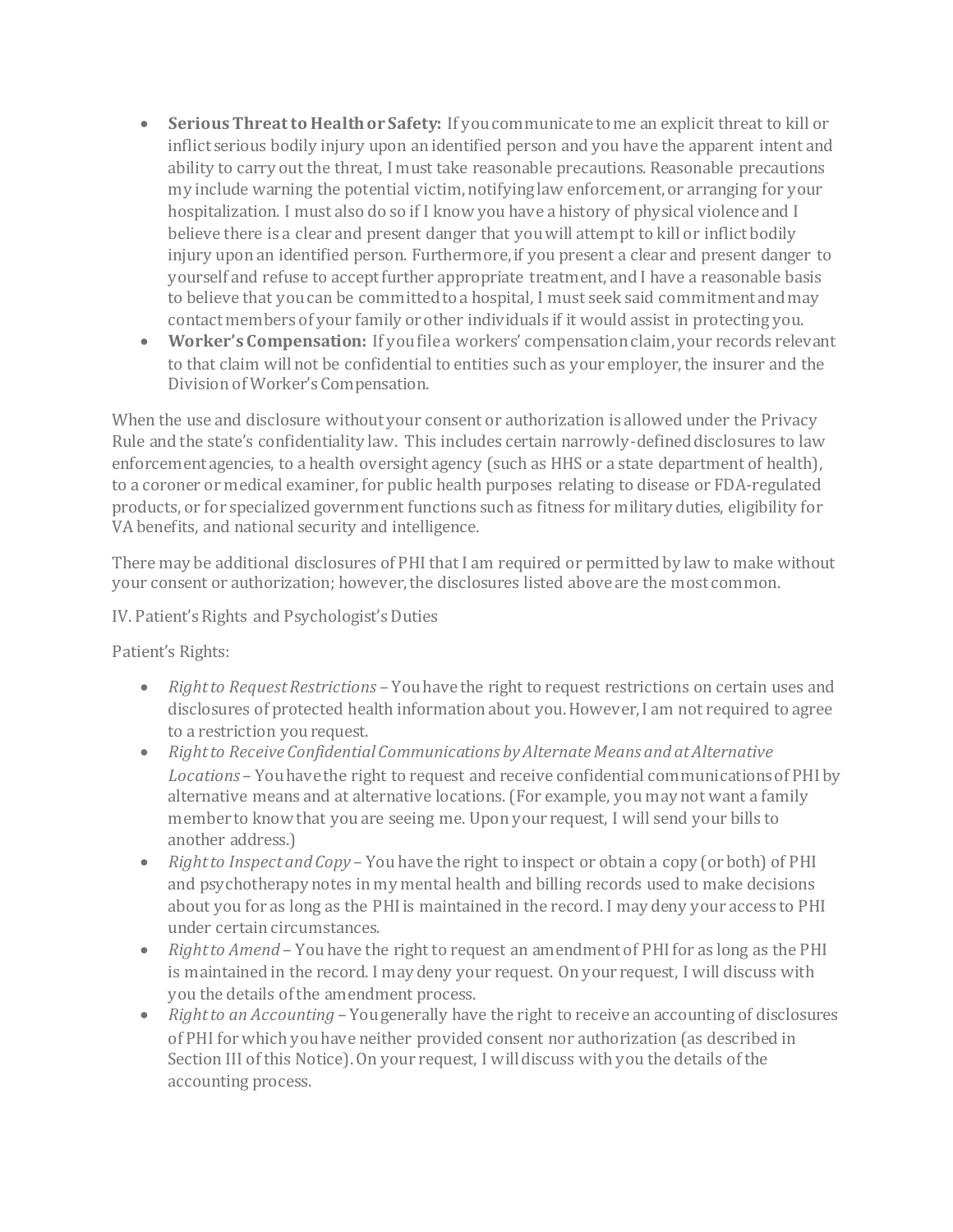- **Serious Threat to Health or Safety:** If you communicate to me an explicit threat to kill or inflict serious bodily injury upon an identified person and you have the apparent intent and ability to carry out the threat, I must take reasonable precautions. Reasonable precautions my include warning the potential victim, notifying law enforcement, or arranging for your hospitalization. I must also do so if I know you have a history of physical violence and I believe there is a clear and present danger that you will attempt to kill or inflict bodily injury upon an identified person. Furthermore, if you present a clear and present danger to yourself and refuse to accept further appropriate treatment, and I have a reasonable basis to believe that you can be committed to a hospital, I must seek said commitment and may contact members of your family or other individuals if it would assist in protecting you.
- **Worker's Compensation:** If you file a workers' compensation claim, your records relevant to that claim will not be confidential to entities such as your employer, the insurer and the Division of Worker's Compensation.

When the use and disclosure without your consent or authorization is allowed under the Privacy Rule and the state's confidentiality law. This includes certain narrowly-defined disclosures to law enforcement agencies, to a health oversight agency (such as HHS or a state department of health), to a coroner or medical examiner, for public health purposes relating to disease or FDA-regulated products, or for specialized government functions such as fitness for military duties, eligibility for VA benefits, and national security and intelligence.

There may be additional disclosures of PHI that I am required or permitted by law to make without your consent or authorization; however, the disclosures listed above are the most common.

IV. Patient's Rights and Psychologist's Duties

Patient's Rights:

- *Right to Request Restrictions* – You have the right to request restrictions on certain uses and disclosures of protected health information about you. However, I am not required to agree to a restriction you request.
- *Right to Receive Confidential Communications by Alternate Means and at Alternative Locations* – You have the right to request and receive confidential communications of PHI by alternative means and at alternative locations. (For example, you may not want a family member to know that you are seeing me. Upon your request, I will send your bills to another address.)
- *Right to Inspect and Copy* – You have the right to inspect or obtain a copy (or both) of PHI and psychotherapy notes in my mental health and billing records used to make decisions about you for as long as the PHI is maintained in the record. I may deny your access to PHI under certain circumstances.
- *Right to Amend* – You have the right to request an amendment of PHI for as long as the PHI is maintained in the record. I may deny your request. On your request, I will discuss with you the details of the amendment process.
- *Right to an Accounting* – You generally have the right to receive an accounting of disclosures of PHI for which you have neither provided consent nor authorization (as described in Section III of this Notice). On your request, I will discuss with you the details of the accounting process.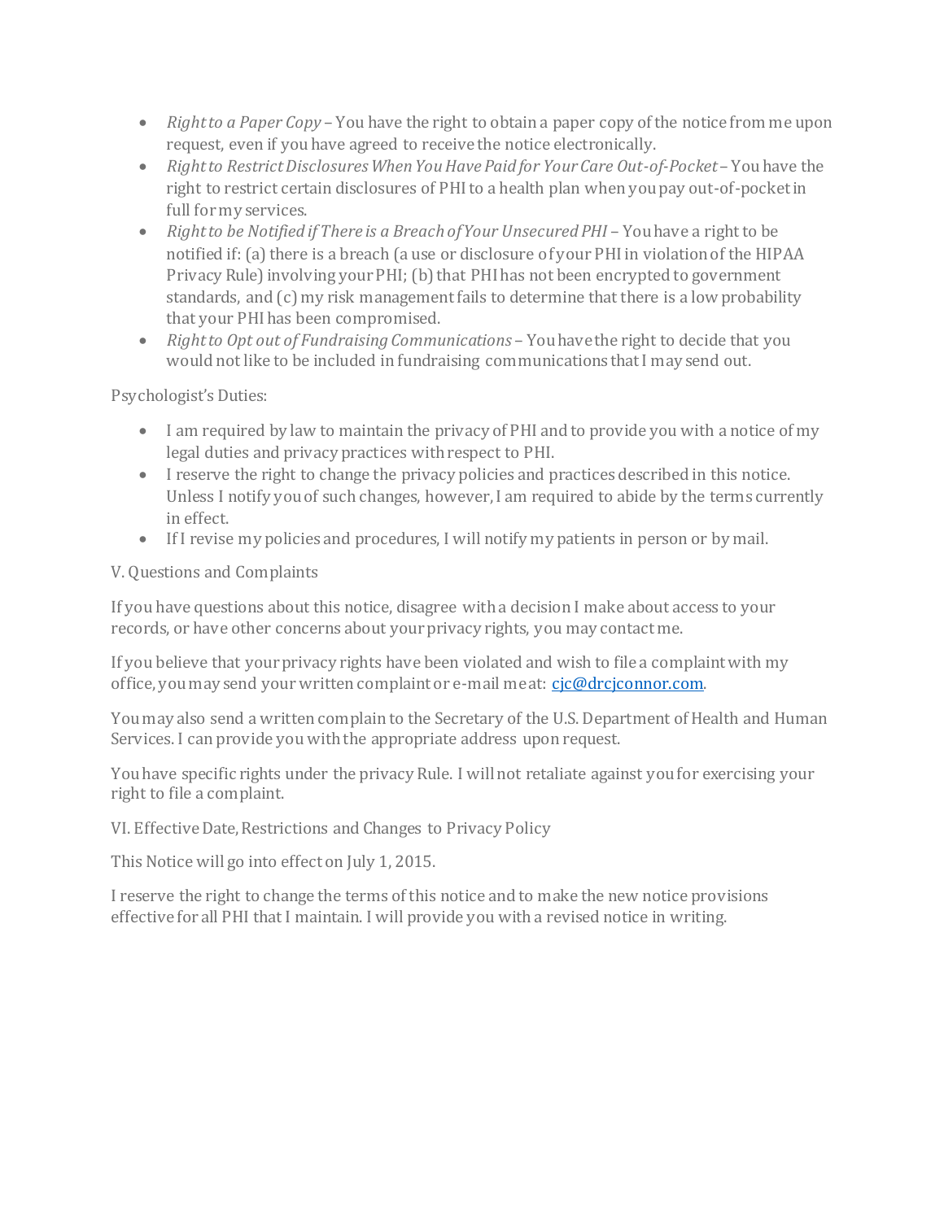- *Right to a Paper Copy* – You have the right to obtain a paper copy of the notice from me upon request, even if you have agreed to receive the notice electronically.
- *Right to Restrict Disclosures When You Have Paid for Your Care Out-of-Pocket* – You have the right to restrict certain disclosures of PHI to a health plan when you pay out-of-pocket in full for my services.
- *Right to be Notified if There is a Breach of Your Unsecured PHI* – You have a right to be notified if: (a) there is a breach (a use or disclosure of your PHI in violation of the HIPAA Privacy Rule) involving your PHI; (b) that PHI has not been encrypted to government standards, and (c) my risk management fails to determine that there is a low probability that your PHI has been compromised.
- *Right to Opt out of Fundraising Communications* – You have the right to decide that you would not like to be included in fundraising communications that I may send out.

Psychologist's Duties:

- I am required by law to maintain the privacy of PHI and to provide you with a notice of my legal duties and privacy practices with respect to PHI.
- I reserve the right to change the privacy policies and practices described in this notice. Unless I notify you of such changes, however, I am required to abide by the terms currently in effect.
- If I revise my policies and procedures, I will notify my patients in person or by mail.

V. Questions and Complaints

If you have questions about this notice, disagree with a decision I make about access to your records, or have other concerns about your privacy rights, you may contact me.

If you believe that your privacy rights have been violated and wish to file a complaint with my office, you may send your written complaint or e-mail me at: cjc@drcjconnor.com.

You may also send a written complain to the Secretary of the U.S. Department of Health and Human Services. I can provide you with the appropriate address upon request.

You have specific rights under the privacy Rule. I will not retaliate against you for exercising your right to file a complaint.

VI. Effective Date, Restrictions and Changes to Privacy Policy

This Notice will go into effect on July 1, 2015.

I reserve the right to change the terms of this notice and to make the new notice provisions effective for all PHI that I maintain. I will provide you with a revised notice in writing.